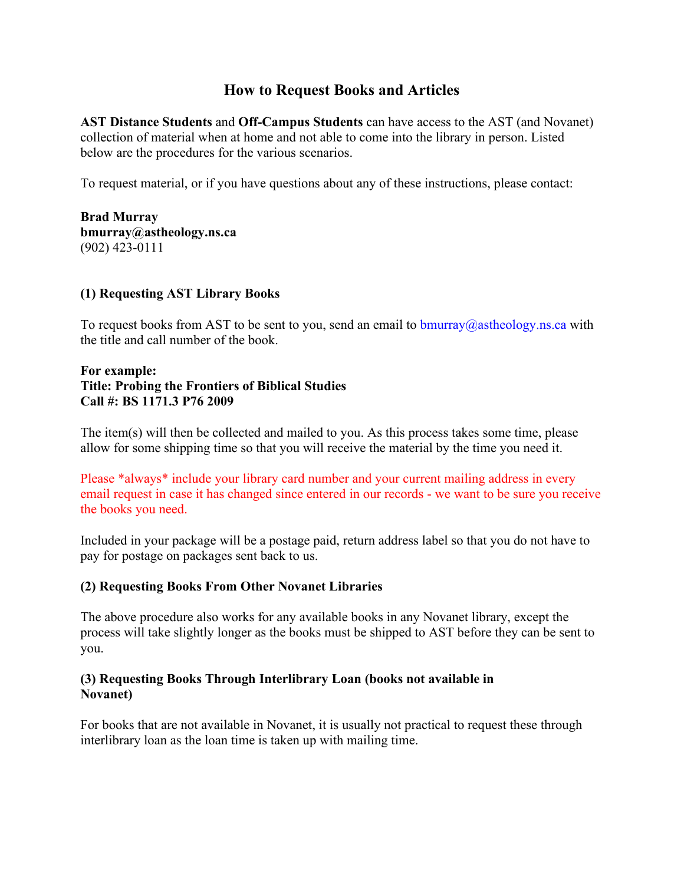# How to Request Books and Articles

**AST Distance Students** and **Off-Campus Students** can have access to the AST (and Novanet) collection of material when at home and not able to come into the library in person. Listed below are the procedures for the various scenarios.

To request material, or if you have questions about any of these instructions, please contact:

**Brad Murray**
**bmurray@astheology.ns.ca**
(902) 423-0111

### (1) Requesting AST Library Books

To request books from AST to be sent to you, send an email to bmurray@astheology.ns.ca with the title and call number of the book.

**For example:**
**Title: Probing the Frontiers of Biblical Studies**
**Call #: BS 1171.3 P76 2009**

The item(s) will then be collected and mailed to you. As this process takes some time, please allow for some shipping time so that you will receive the material by the time you need it.

Please *always* include your library card number and your current mailing address in every email request in case it has changed since entered in our records - we want to be sure you receive the books you need.

Included in your package will be a postage paid, return address label so that you do not have to pay for postage on packages sent back to us.

### (2) Requesting Books From Other Novanet Libraries

The above procedure also works for any available books in any Novanet library, except the process will take slightly longer as the books must be shipped to AST before they can be sent to you.

### (3) Requesting Books Through Interlibrary Loan (books not available in Novanet)

For books that are not available in Novanet, it is usually not practical to request these through interlibrary loan as the loan time is taken up with mailing time.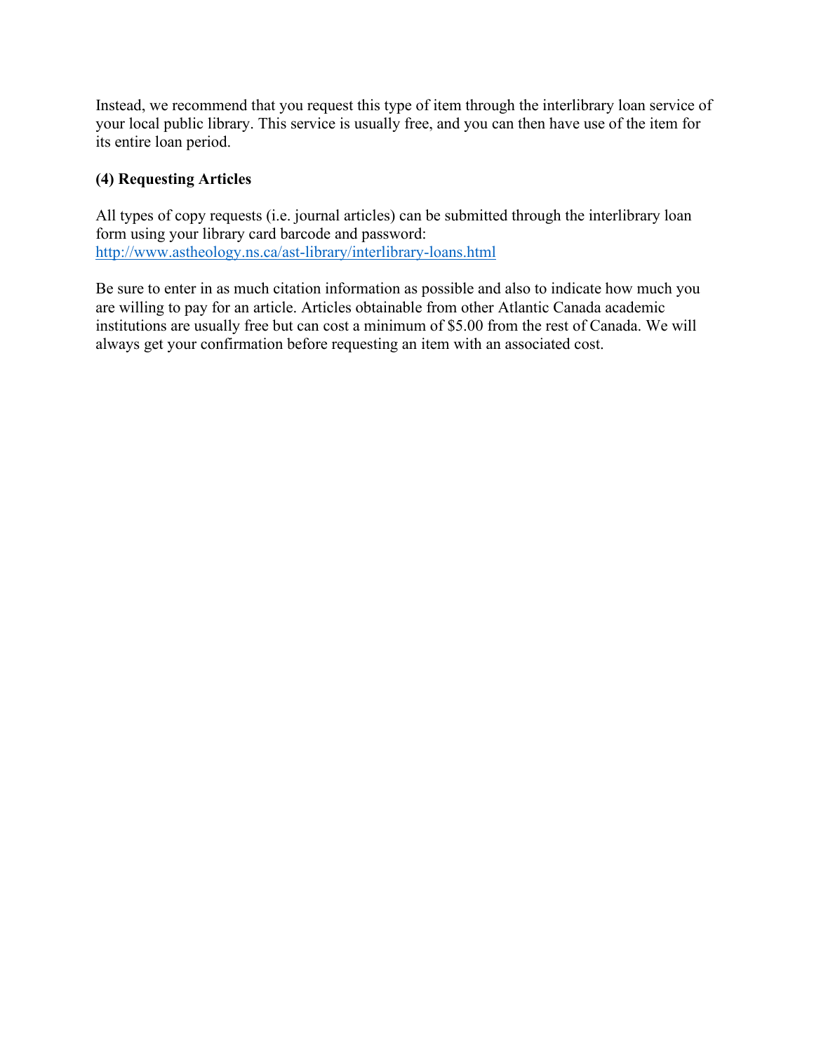Instead, we recommend that you request this type of item through the interlibrary loan service of your local public library. This service is usually free, and you can then have use of the item for its entire loan period.

### (4) Requesting Articles

All types of copy requests (i.e. journal articles) can be submitted through the interlibrary loan form using your library card barcode and password:
[http://www.astheology.ns.ca/ast-library/interlibrary-loans.html](http://www.astheology.ns.ca/ast-library/interlibrary-loans.html)

Be sure to enter in as much citation information as possible and also to indicate how much you are willing to pay for an article. Articles obtainable from other Atlantic Canada academic institutions are usually free but can cost a minimum of $5.00 from the rest of Canada. We will always get your confirmation before requesting an item with an associated cost.